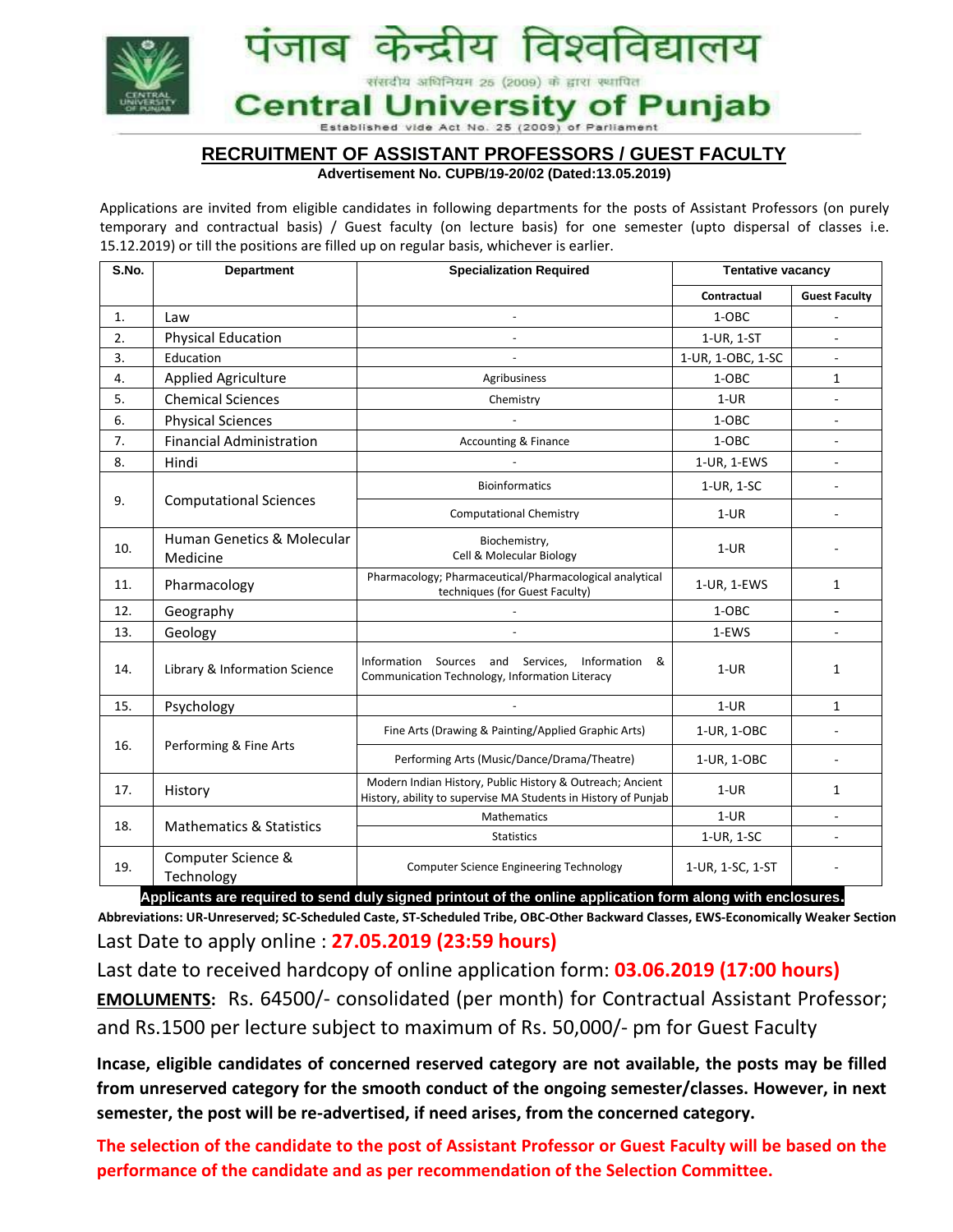# पंजाब केन्द्रीय विश्वविद्यालय

संसदीय अधिनियम 25 (2009) के द्वारा स्थापित

# Central University of Punjab

Established vide Act No. 25 (2009) of Parliament

## RECRUITMENT OF ASSISTANT PROFESSORS / GUEST FACULTY

**Advertisement No. CUPB/19-20/02 (Dated:13.05.2019)**

Applications are invited from eligible candidates in following departments for the posts of Assistant Professors (on purely temporary and contractual basis) / Guest faculty (on lecture basis) for one semester (upto dispersal of classes i.e. 15.12.2019) or till the positions are filled up on regular basis, whichever is earlier.

| S.No. | Department | Specialization Required | Tentative vacancy | |
|---|---|---|---|---|
| | | | Contractual | Guest Faculty |
| 1. | Law | - | 1-OBC | - |
| 2. | Physical Education | - | 1-UR, 1-ST | - |
| 3. | Education | - | 1-UR, 1-OBC, 1-SC | - |
| 4. | Applied Agriculture | Agribusiness | 1-OBC | 1 |
| 5. | Chemical Sciences | Chemistry | 1-UR | - |
| 6. | Physical Sciences | - | 1-OBC | - |
| 7. | Financial Administration | Accounting & Finance | 1-OBC | - |
| 8. | Hindi | - | 1-UR, 1-EWS | - |
| 9. | Computational Sciences | Bioinformatics | 1-UR, 1-SC | - |
| | | Computational Chemistry | 1-UR | - |
| 10. | Human Genetics & Molecular Medicine | Biochemistry, Cell & Molecular Biology | 1-UR | - |
| 11. | Pharmacology | Pharmacology; Pharmaceutical/Pharmacological analytical techniques (for Guest Faculty) | 1-UR, 1-EWS | 1 |
| 12. | Geography | - | 1-OBC | - |
| 13. | Geology | - | 1-EWS | - |
| 14. | Library & Information Science | Information Sources and Services, Information & Communication Technology, Information Literacy | 1-UR | 1 |
| 15. | Psychology | - | 1-UR | 1 |
| 16. | Performing & Fine Arts | Fine Arts (Drawing & Painting/Applied Graphic Arts) | 1-UR, 1-OBC | - |
| | | Performing Arts (Music/Dance/Drama/Theatre) | 1-UR, 1-OBC | - |
| 17. | History | Modern Indian History, Public History & Outreach; Ancient History, ability to supervise MA Students in History of Punjab | 1-UR | 1 |
| 18. | Mathematics & Statistics | Mathematics | 1-UR | - |
| | | Statistics | 1-UR, 1-SC | - |
| 19. | Computer Science & Technology | Computer Science Engineering Technology | 1-UR, 1-SC, 1-ST | - |

**Applicants are required to send duly signed printout of the online application form along with enclosures.**

**Abbreviations: UR-Unreserved; SC-Scheduled Caste, ST-Scheduled Tribe, OBC-Other Backward Classes, EWS-Economically Weaker Section**

Last Date to apply online : **27.05.2019 (23:59 hours)**

Last date to received hardcopy of online application form: **03.06.2019 (17:00 hours)**

**EMOLUMENTS:** Rs. 64500/- consolidated (per month) for Contractual Assistant Professor; and Rs.1500 per lecture subject to maximum of Rs. 50,000/- pm for Guest Faculty

**Incase, eligible candidates of concerned reserved category are not available, the posts may be filled from unreserved category for the smooth conduct of the ongoing semester/classes. However, in next semester, the post will be re-advertised, if need arises, from the concerned category.**

**The selection of the candidate to the post of Assistant Professor or Guest Faculty will be based on the performance of the candidate and as per recommendation of the Selection Committee.**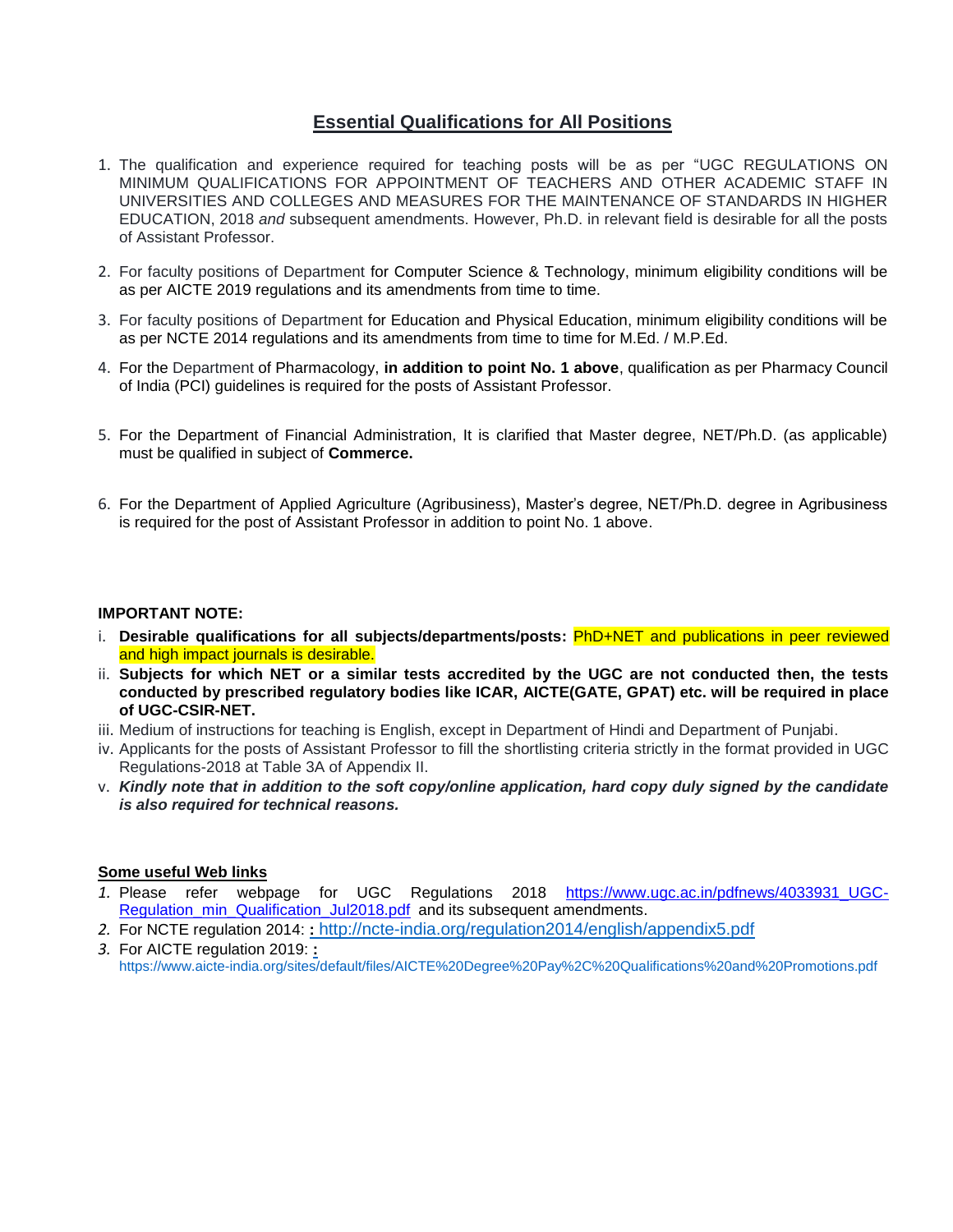## Essential Qualifications for All Positions

1. The qualification and experience required for teaching posts will be as per "UGC REGULATIONS ON MINIMUM QUALIFICATIONS FOR APPOINTMENT OF TEACHERS AND OTHER ACADEMIC STAFF IN UNIVERSITIES AND COLLEGES AND MEASURES FOR THE MAINTENANCE OF STANDARDS IN HIGHER EDUCATION, 2018 *and* subsequent amendments. However, Ph.D. in relevant field is desirable for all the posts of Assistant Professor.

2. For faculty positions of Department for Computer Science & Technology, minimum eligibility conditions will be as per AICTE 2019 regulations and its amendments from time to time.

3. For faculty positions of Department for Education and Physical Education, minimum eligibility conditions will be as per NCTE 2014 regulations and its amendments from time to time for M.Ed. / M.P.Ed.

4. For the Department of Pharmacology, **in addition to point No. 1 above**, qualification as per Pharmacy Council of India (PCI) guidelines is required for the posts of Assistant Professor.

5. For the Department of Financial Administration, It is clarified that Master degree, NET/Ph.D. (as applicable) must be qualified in subject of **Commerce.**

6. For the Department of Applied Agriculture (Agribusiness), Master's degree, NET/Ph.D. degree in Agribusiness is required for the post of Assistant Professor in addition to point No. 1 above.

**IMPORTANT NOTE:**

i. **Desirable qualifications for all subjects/departments/posts:** PhD+NET and publications in peer reviewed and high impact journals is desirable.
ii. **Subjects for which NET or a similar tests accredited by the UGC are not conducted then, the tests conducted by prescribed regulatory bodies like ICAR, AICTE(GATE, GPAT) etc. will be required in place of UGC-CSIR-NET.**
iii. Medium of instructions for teaching is English, except in Department of Hindi and Department of Punjabi.
iv. Applicants for the posts of Assistant Professor to fill the shortlisting criteria strictly in the format provided in UGC Regulations-2018 at Table 3A of Appendix II.
v. ***Kindly note that in addition to the soft copy/online application, hard copy duly signed by the candidate is also required for technical reasons.***

**Some useful Web links**

1. Please refer webpage for UGC Regulations 2018 https://www.ugc.ac.in/pdfnews/4033931_UGC-Regulation_min_Qualification_Jul2018.pdf and its subsequent amendments.
2. For NCTE regulation 2014: **:** http://ncte-india.org/regulation2014/english/appendix5.pdf
3. For AICTE regulation 2019: **:** https://www.aicte-india.org/sites/default/files/AICTE%20Degree%20Pay%2C%20Qualifications%20and%20Promotions.pdf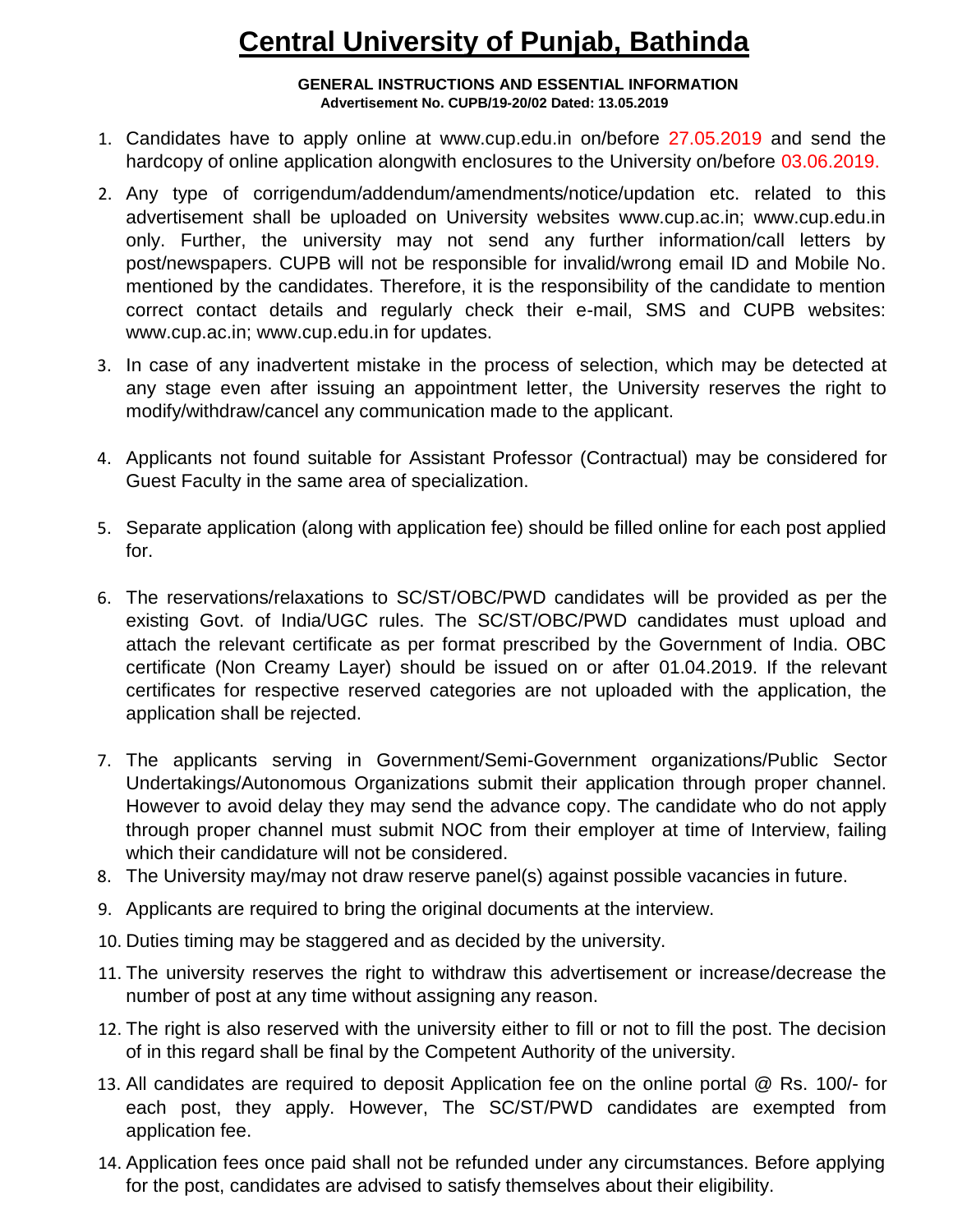# Central University of Punjab, Bathinda

**GENERAL INSTRUCTIONS AND ESSENTIAL INFORMATION**
**Advertisement No. CUPB/19-20/02 Dated: 13.05.2019**

1. Candidates have to apply online at www.cup.edu.in on/before 27.05.2019 and send the hardcopy of online application alongwith enclosures to the University on/before 03.06.2019.
2. Any type of corrigendum/addendum/amendments/notice/updation etc. related to this advertisement shall be uploaded on University websites www.cup.ac.in; www.cup.edu.in only. Further, the university may not send any further information/call letters by post/newspapers. CUPB will not be responsible for invalid/wrong email ID and Mobile No. mentioned by the candidates. Therefore, it is the responsibility of the candidate to mention correct contact details and regularly check their e-mail, SMS and CUPB websites: www.cup.ac.in; www.cup.edu.in for updates.
3. In case of any inadvertent mistake in the process of selection, which may be detected at any stage even after issuing an appointment letter, the University reserves the right to modify/withdraw/cancel any communication made to the applicant.
4. Applicants not found suitable for Assistant Professor (Contractual) may be considered for Guest Faculty in the same area of specialization.
5. Separate application (along with application fee) should be filled online for each post applied for.
6. The reservations/relaxations to SC/ST/OBC/PWD candidates will be provided as per the existing Govt. of India/UGC rules. The SC/ST/OBC/PWD candidates must upload and attach the relevant certificate as per format prescribed by the Government of India. OBC certificate (Non Creamy Layer) should be issued on or after 01.04.2019. If the relevant certificates for respective reserved categories are not uploaded with the application, the application shall be rejected.
7. The applicants serving in Government/Semi-Government organizations/Public Sector Undertakings/Autonomous Organizations submit their application through proper channel. However to avoid delay they may send the advance copy. The candidate who do not apply through proper channel must submit NOC from their employer at time of Interview, failing which their candidature will not be considered.
8. The University may/may not draw reserve panel(s) against possible vacancies in future.
9. Applicants are required to bring the original documents at the interview.
10. Duties timing may be staggered and as decided by the university.
11. The university reserves the right to withdraw this advertisement or increase/decrease the number of post at any time without assigning any reason.
12. The right is also reserved with the university either to fill or not to fill the post. The decision of in this regard shall be final by the Competent Authority of the university.
13. All candidates are required to deposit Application fee on the online portal @ Rs. 100/- for each post, they apply. However, The SC/ST/PWD candidates are exempted from application fee.
14. Application fees once paid shall not be refunded under any circumstances. Before applying for the post, candidates are advised to satisfy themselves about their eligibility.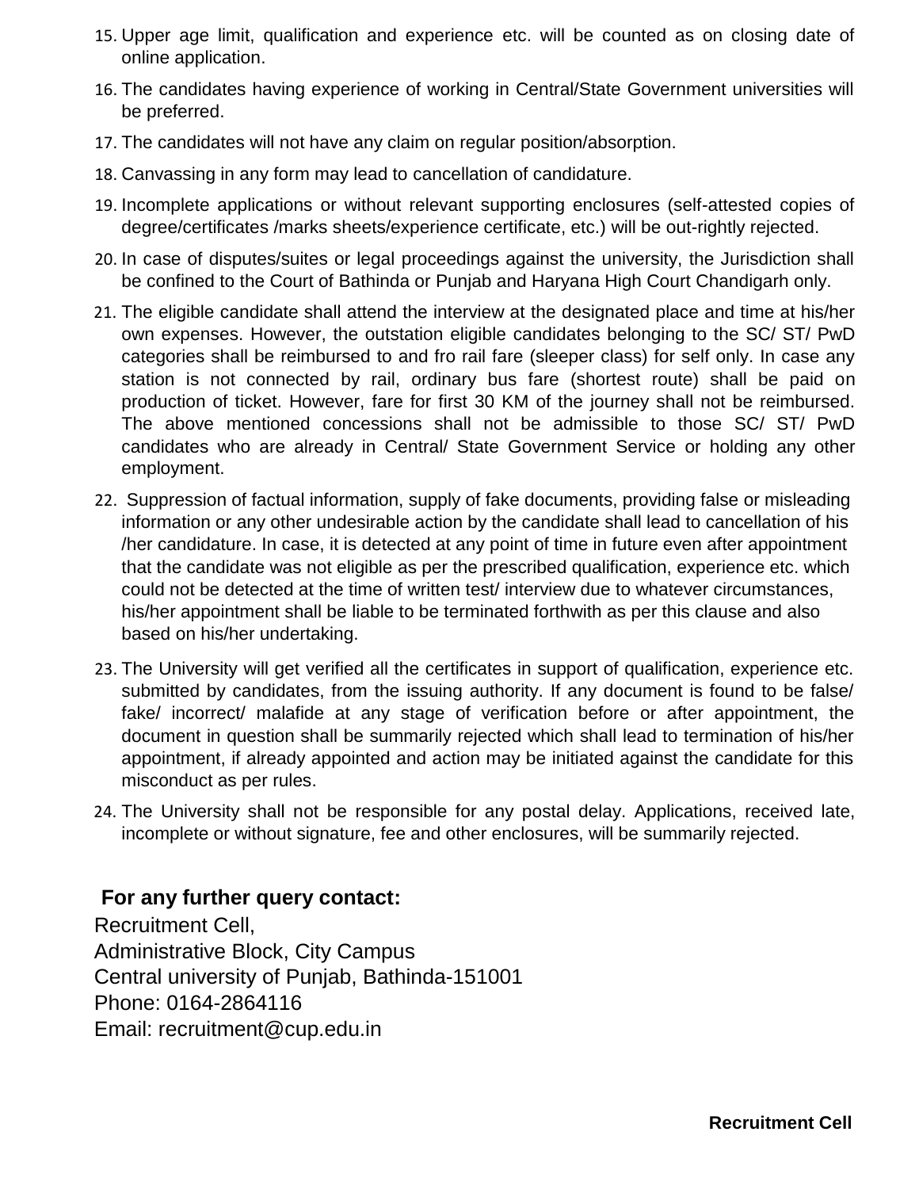15. Upper age limit, qualification and experience etc. will be counted as on closing date of online application.
16. The candidates having experience of working in Central/State Government universities will be preferred.
17. The candidates will not have any claim on regular position/absorption.
18. Canvassing in any form may lead to cancellation of candidature.
19. Incomplete applications or without relevant supporting enclosures (self-attested copies of degree/certificates /marks sheets/experience certificate, etc.) will be out-rightly rejected.
20. In case of disputes/suites or legal proceedings against the university, the Jurisdiction shall be confined to the Court of Bathinda or Punjab and Haryana High Court Chandigarh only.
21. The eligible candidate shall attend the interview at the designated place and time at his/her own expenses. However, the outstation eligible candidates belonging to the SC/ ST/ PwD categories shall be reimbursed to and fro rail fare (sleeper class) for self only. In case any station is not connected by rail, ordinary bus fare (shortest route) shall be paid on production of ticket. However, fare for first 30 KM of the journey shall not be reimbursed. The above mentioned concessions shall not be admissible to those SC/ ST/ PwD candidates who are already in Central/ State Government Service or holding any other employment.
22. Suppression of factual information, supply of fake documents, providing false or misleading information or any other undesirable action by the candidate shall lead to cancellation of his /her candidature. In case, it is detected at any point of time in future even after appointment that the candidate was not eligible as per the prescribed qualification, experience etc. which could not be detected at the time of written test/ interview due to whatever circumstances, his/her appointment shall be liable to be terminated forthwith as per this clause and also based on his/her undertaking.
23. The University will get verified all the certificates in support of qualification, experience etc. submitted by candidates, from the issuing authority. If any document is found to be false/ fake/ incorrect/ malafide at any stage of verification before or after appointment, the document in question shall be summarily rejected which shall lead to termination of his/her appointment, if already appointed and action may be initiated against the candidate for this misconduct as per rules.
24. The University shall not be responsible for any postal delay. Applications, received late, incomplete or without signature, fee and other enclosures, will be summarily rejected.

**For any further query contact:**

Recruitment Cell,
Administrative Block, City Campus
Central university of Punjab, Bathinda-151001
Phone: 0164-2864116
Email: recruitment@cup.edu.in

**Recruitment Cell**